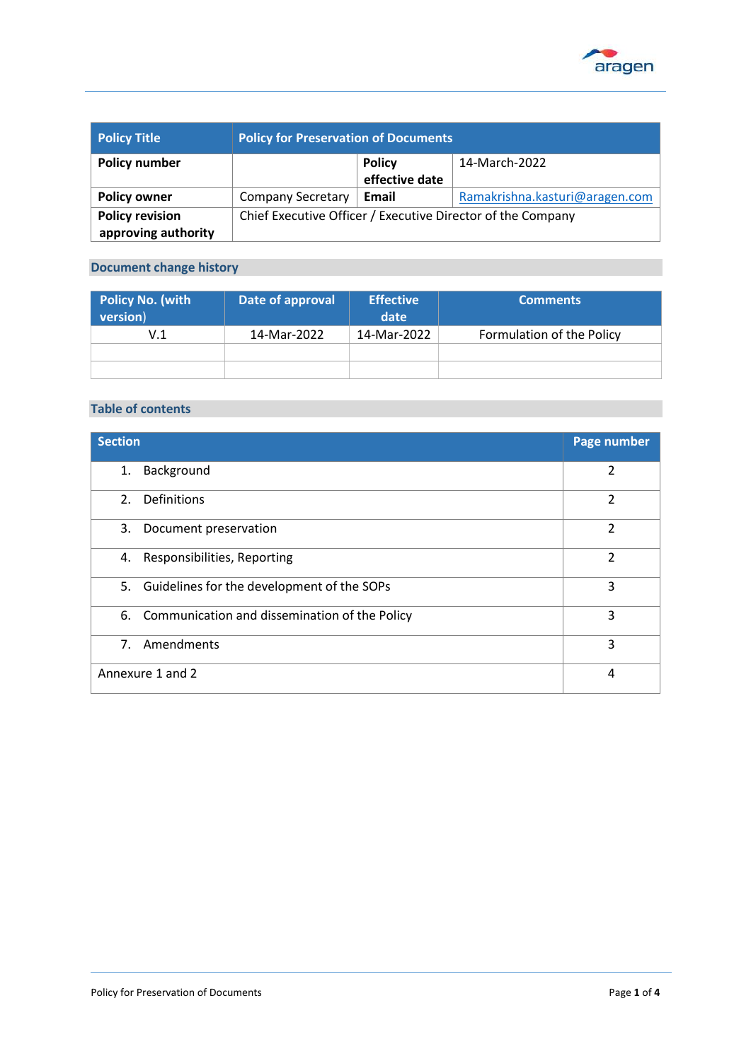| Policy Title | Policy for Preservation of Documents | | |
|---|---|---|---|
| **Policy number** | | **Policy effective date** | 14-March-2022 |
| **Policy owner** | Company Secretary | **Email** | Ramakrishna.kasturi@aragen.com |
| **Policy revision approving authority** | Chief Executive Officer / Executive Director of the Company | | |

## Document change history

| Policy No. (with version) | Date of approval | Effective date | Comments |
|---|---|---|---|
| V.1 | 14-Mar-2022 | 14-Mar-2022 | Formulation of the Policy |
| | | | |
| | | | |

## Table of contents

| Section | Page number |
|---|---|
| 1. Background | 2 |
| 2. Definitions | 2 |
| 3. Document preservation | 2 |
| 4. Responsibilities, Reporting | 2 |
| 5. Guidelines for the development of the SOPs | 3 |
| 6. Communication and dissemination of the Policy | 3 |
| 7. Amendments | 3 |
| Annexure 1 and 2 | 4 |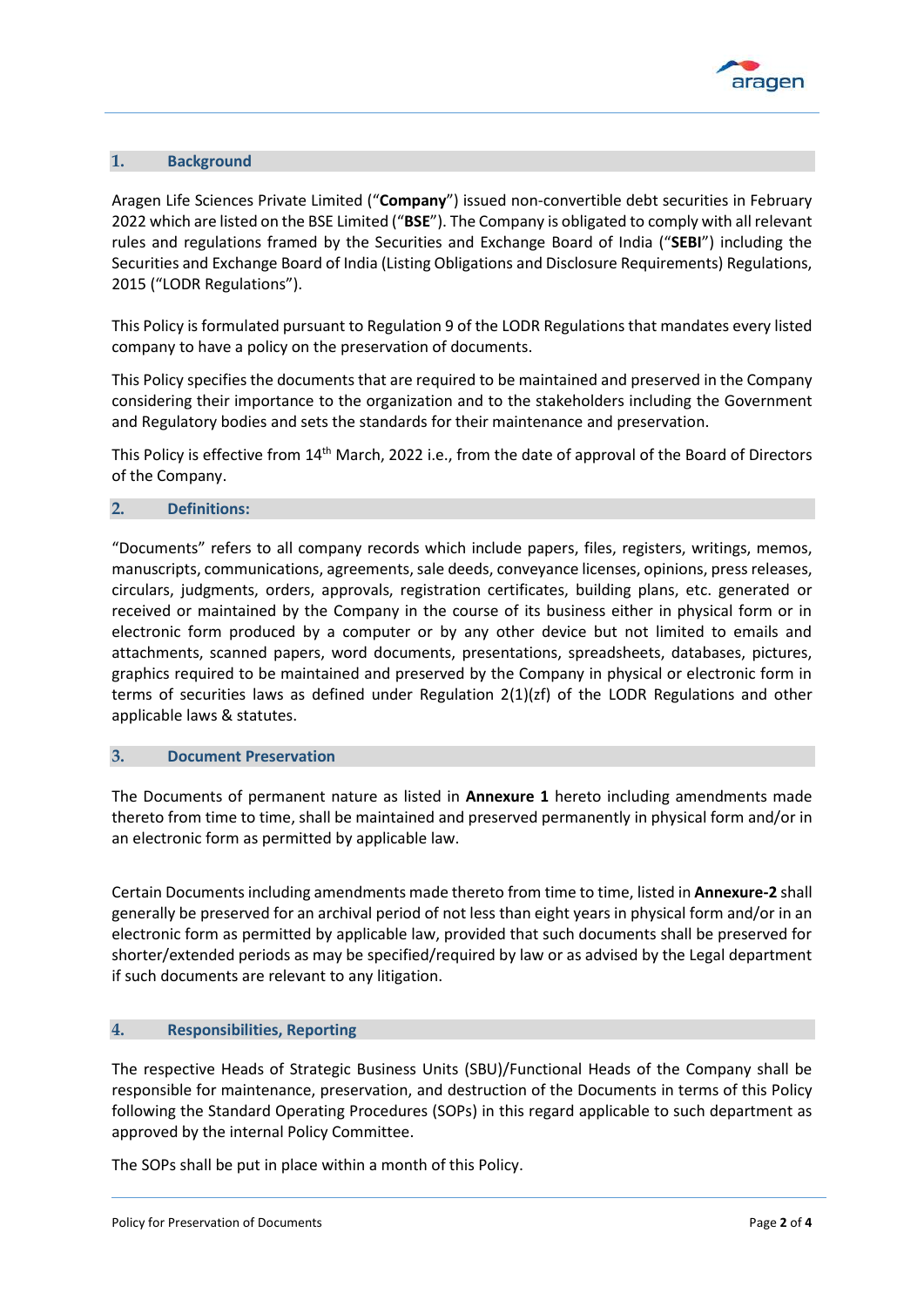## 1. Background

Aragen Life Sciences Private Limited ("**Company**") issued non-convertible debt securities in February 2022 which are listed on the BSE Limited ("**BSE**"). The Company is obligated to comply with all relevant rules and regulations framed by the Securities and Exchange Board of India ("**SEBI**") including the Securities and Exchange Board of India (Listing Obligations and Disclosure Requirements) Regulations, 2015 ("LODR Regulations").

This Policy is formulated pursuant to Regulation 9 of the LODR Regulations that mandates every listed company to have a policy on the preservation of documents.

This Policy specifies the documents that are required to be maintained and preserved in the Company considering their importance to the organization and to the stakeholders including the Government and Regulatory bodies and sets the standards for their maintenance and preservation.

This Policy is effective from 14th March, 2022 i.e., from the date of approval of the Board of Directors of the Company.

## 2. Definitions:

"Documents" refers to all company records which include papers, files, registers, writings, memos, manuscripts, communications, agreements, sale deeds, conveyance licenses, opinions, press releases, circulars, judgments, orders, approvals, registration certificates, building plans, etc. generated or received or maintained by the Company in the course of its business either in physical form or in electronic form produced by a computer or by any other device but not limited to emails and attachments, scanned papers, word documents, presentations, spreadsheets, databases, pictures, graphics required to be maintained and preserved by the Company in physical or electronic form in terms of securities laws as defined under Regulation 2(1)(zf) of the LODR Regulations and other applicable laws & statutes.

## 3. Document Preservation

The Documents of permanent nature as listed in **Annexure 1** hereto including amendments made thereto from time to time, shall be maintained and preserved permanently in physical form and/or in an electronic form as permitted by applicable law.

Certain Documents including amendments made thereto from time to time, listed in **Annexure-2** shall generally be preserved for an archival period of not less than eight years in physical form and/or in an electronic form as permitted by applicable law, provided that such documents shall be preserved for shorter/extended periods as may be specified/required by law or as advised by the Legal department if such documents are relevant to any litigation.

## 4. Responsibilities, Reporting

The respective Heads of Strategic Business Units (SBU)/Functional Heads of the Company shall be responsible for maintenance, preservation, and destruction of the Documents in terms of this Policy following the Standard Operating Procedures (SOPs) in this regard applicable to such department as approved by the internal Policy Committee.

The SOPs shall be put in place within a month of this Policy.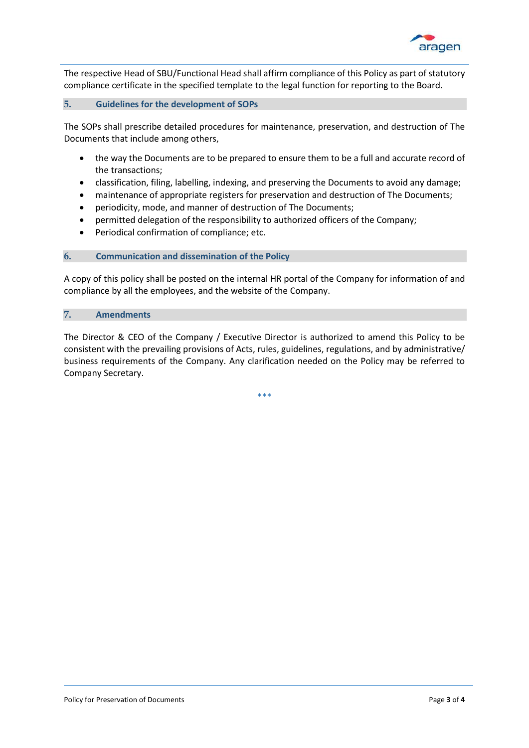The respective Head of SBU/Functional Head shall affirm compliance of this Policy as part of statutory compliance certificate in the specified template to the legal function for reporting to the Board.

## 5. Guidelines for the development of SOPs

The SOPs shall prescribe detailed procedures for maintenance, preservation, and destruction of The Documents that include among others,

- the way the Documents are to be prepared to ensure them to be a full and accurate record of the transactions;
- classification, filing, labelling, indexing, and preserving the Documents to avoid any damage;
- maintenance of appropriate registers for preservation and destruction of The Documents;
- periodicity, mode, and manner of destruction of The Documents;
- permitted delegation of the responsibility to authorized officers of the Company;
- Periodical confirmation of compliance; etc.

## 6. Communication and dissemination of the Policy

A copy of this policy shall be posted on the internal HR portal of the Company for information of and compliance by all the employees, and the website of the Company.

## 7. Amendments

The Director & CEO of the Company / Executive Director is authorized to amend this Policy to be consistent with the prevailing provisions of Acts, rules, guidelines, regulations, and by administrative/ business requirements of the Company. Any clarification needed on the Policy may be referred to Company Secretary.

***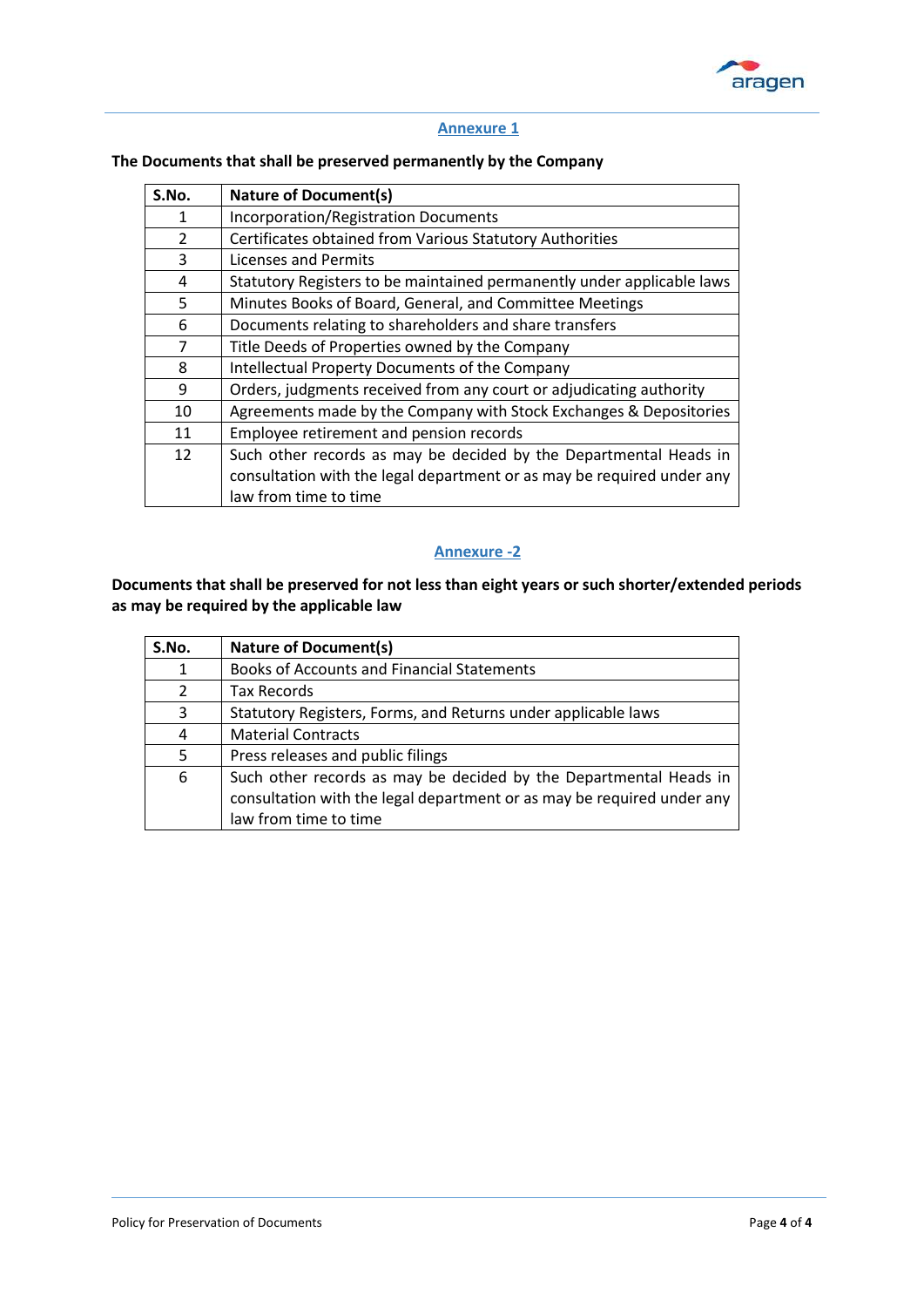## Annexure 1

**The Documents that shall be preserved permanently by the Company**

| S.No. | Nature of Document(s) |
|---|---|
| 1 | Incorporation/Registration Documents |
| 2 | Certificates obtained from Various Statutory Authorities |
| 3 | Licenses and Permits |
| 4 | Statutory Registers to be maintained permanently under applicable laws |
| 5 | Minutes Books of Board, General, and Committee Meetings |
| 6 | Documents relating to shareholders and share transfers |
| 7 | Title Deeds of Properties owned by the Company |
| 8 | Intellectual Property Documents of the Company |
| 9 | Orders, judgments received from any court or adjudicating authority |
| 10 | Agreements made by the Company with Stock Exchanges & Depositories |
| 11 | Employee retirement and pension records |
| 12 | Such other records as may be decided by the Departmental Heads in consultation with the legal department or as may be required under any law from time to time |

## Annexure -2

**Documents that shall be preserved for not less than eight years or such shorter/extended periods as may be required by the applicable law**

| S.No. | Nature of Document(s) |
|---|---|
| 1 | Books of Accounts and Financial Statements |
| 2 | Tax Records |
| 3 | Statutory Registers, Forms, and Returns under applicable laws |
| 4 | Material Contracts |
| 5 | Press releases and public filings |
| 6 | Such other records as may be decided by the Departmental Heads in consultation with the legal department or as may be required under any law from time to time |